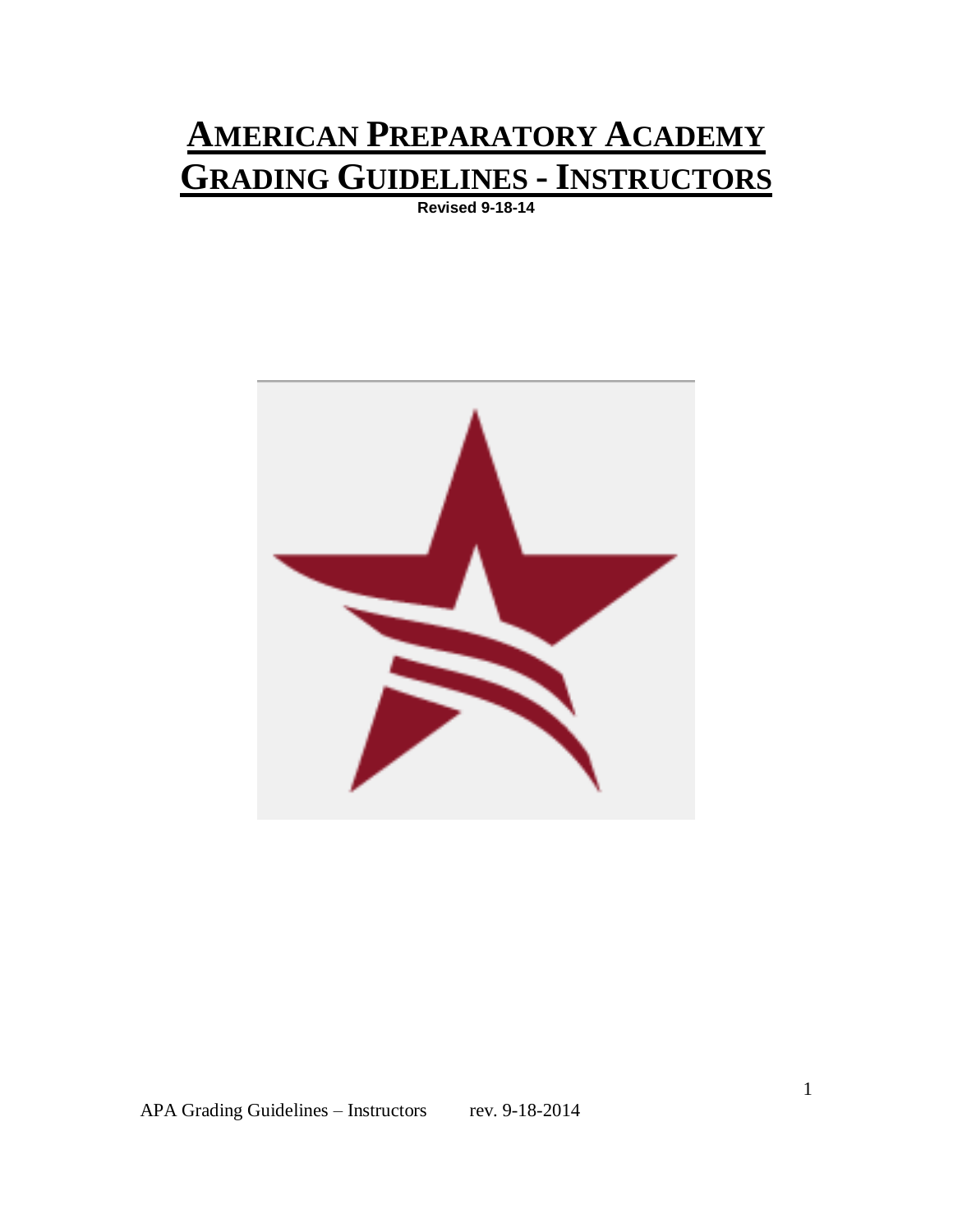# AMERICAN PREPARATORY ACADEMY GRADING GUIDELINES - INSTRUCTORS

**Revised 9-18-14**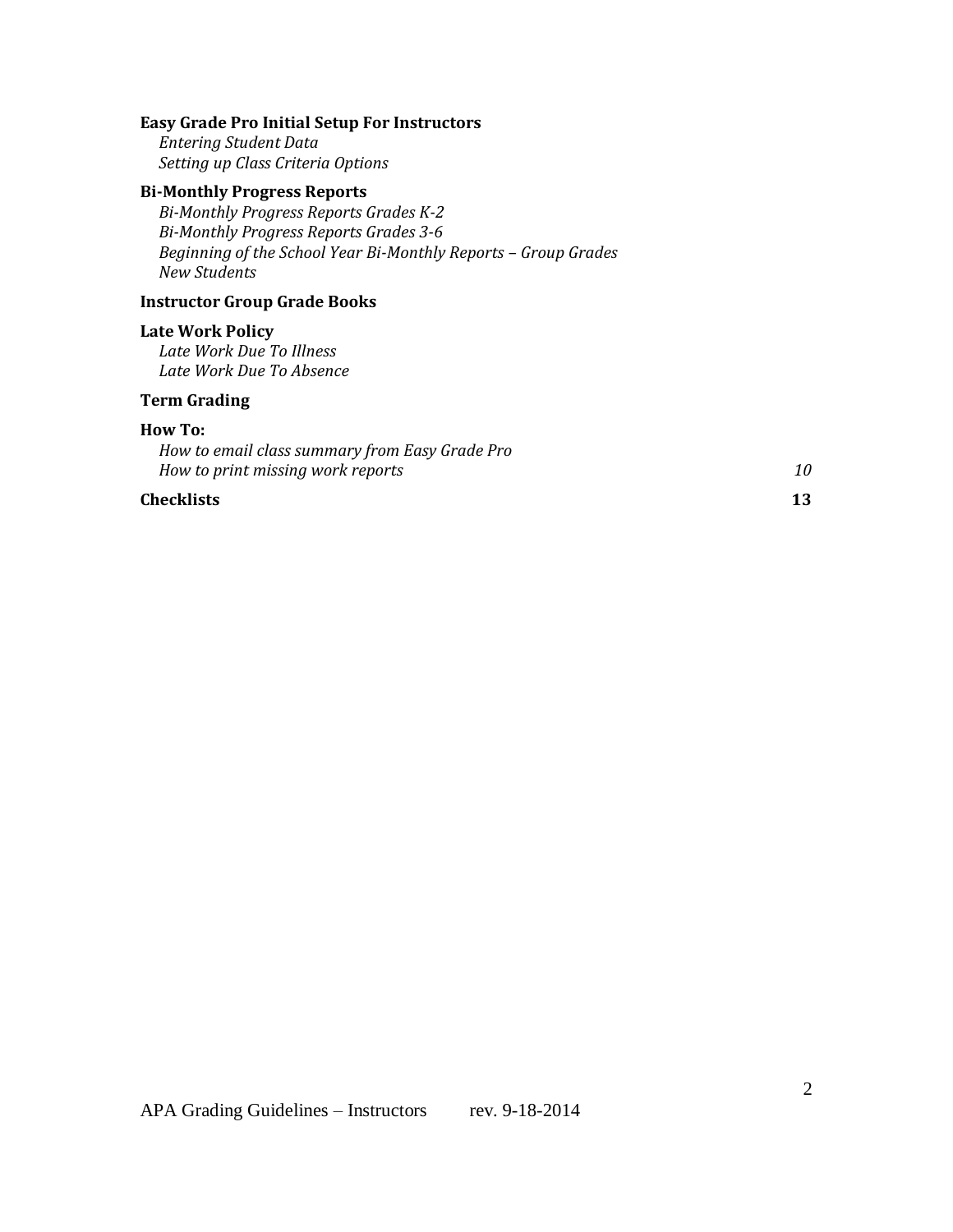**Easy Grade Pro Initial Setup For Instructors**

*Entering Student Data*
*Setting up Class Criteria Options*

**Bi-Monthly Progress Reports**

*Bi-Monthly Progress Reports Grades K-2*
*Bi-Monthly Progress Reports Grades 3-6*
*Beginning of the School Year Bi-Monthly Reports – Group Grades*
*New Students*

**Instructor Group Grade Books**

**Late Work Policy**

*Late Work Due To Illness*
*Late Work Due To Absence*

**Term Grading**

**How To:**

*How to email class summary from Easy Grade Pro*
*How to print missing work reports* *10*

**Checklists** **13**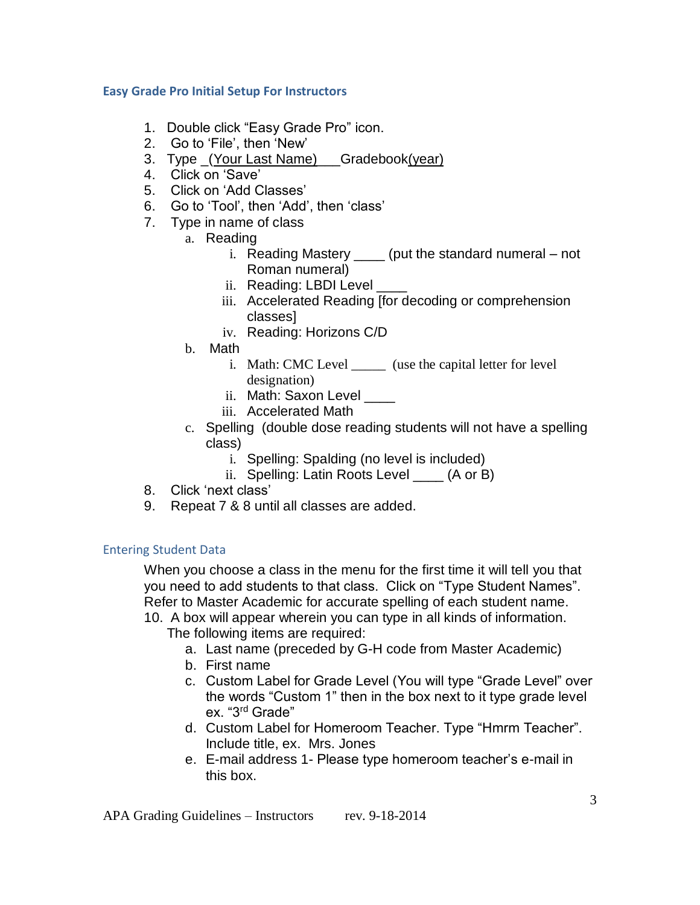### Easy Grade Pro Initial Setup For Instructors

1. Double click “Easy Grade Pro” icon.
2. Go to ‘File’, then ‘New’
3. Type _(Your Last Name)___Gradebook(year)
4. Click on ‘Save’
5. Click on ‘Add Classes’
6. Go to ‘Tool’, then ‘Add’, then ‘class’
7. Type in name of class
   a. Reading
      i. Reading Mastery ____ (put the standard numeral – not Roman numeral)
      ii. Reading: LBDI Level ____
      iii. Accelerated Reading [for decoding or comprehension classes]
      iv. Reading: Horizons C/D
   b. Math
      i. Math: CMC Level _____ (use the capital letter for level designation)
      ii. Math: Saxon Level ____
      iii. Accelerated Math
   c. Spelling (double dose reading students will not have a spelling class)
      i. Spelling: Spalding (no level is included)
      ii. Spelling: Latin Roots Level ____ (A or B)
8. Click ‘next class’
9. Repeat 7 & 8 until all classes are added.

### Entering Student Data

When you choose a class in the menu for the first time it will tell you that you need to add students to that class. Click on “Type Student Names”. Refer to Master Academic for accurate spelling of each student name.

10. A box will appear wherein you can type in all kinds of information. The following items are required:
    a. Last name (preceded by G-H code from Master Academic)
    b. First name
    c. Custom Label for Grade Level (You will type “Grade Level” over the words “Custom 1” then in the box next to it type grade level ex. “3rd Grade”
    d. Custom Label for Homeroom Teacher. Type “Hmrm Teacher”. Include title, ex. Mrs. Jones
    e. E-mail address 1- Please type homeroom teacher’s e-mail in this box.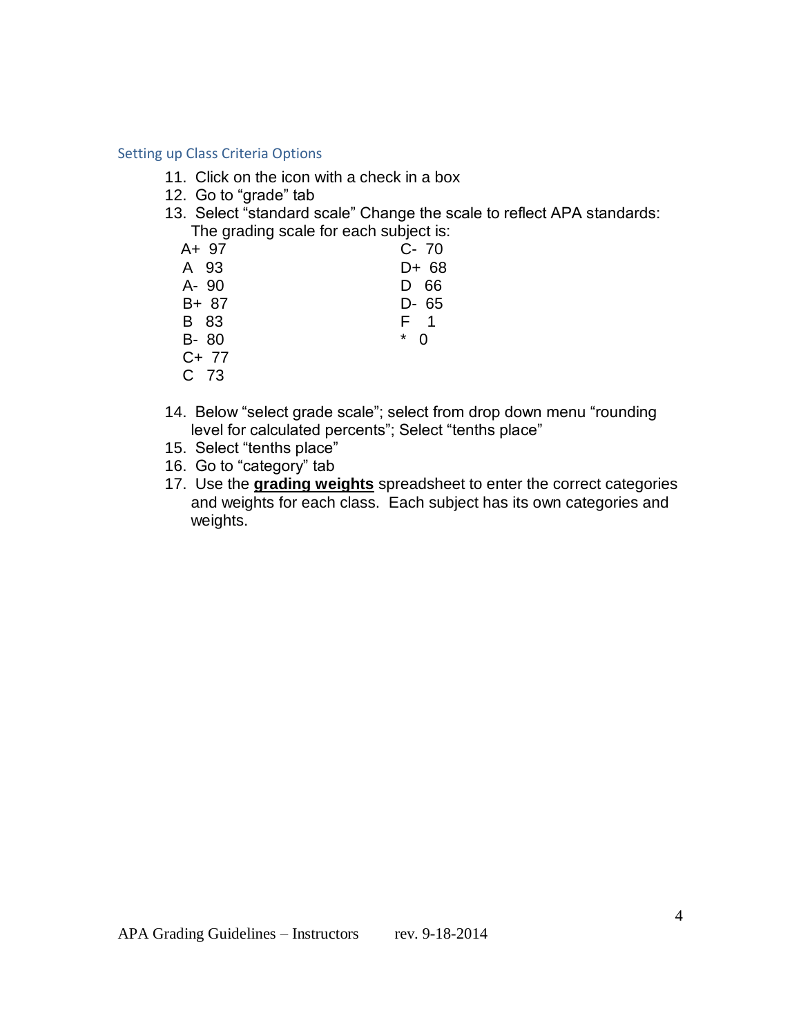## Setting up Class Criteria Options

11. Click on the icon with a check in a box
12. Go to "grade" tab
13. Select "standard scale" Change the scale to reflect APA standards: The grading scale for each subject is:

| | | | |
|---|---|---|---|
| A+ | 97 | C- | 70 |
| A | 93 | D+ | 68 |
| A- | 90 | D | 66 |
| B+ | 87 | D- | 65 |
| B | 83 | F | 1 |
| B- | 80 | * | 0 |
| C+ | 77 | | |
| C | 73 | | |

14. Below "select grade scale"; select from drop down menu "rounding level for calculated percents"; Select "tenths place"
15. Select "tenths place"
16. Go to "category" tab
17. Use the **grading weights** spreadsheet to enter the correct categories and weights for each class. Each subject has its own categories and weights.

APA Grading Guidelines – Instructors rev. 9-18-2014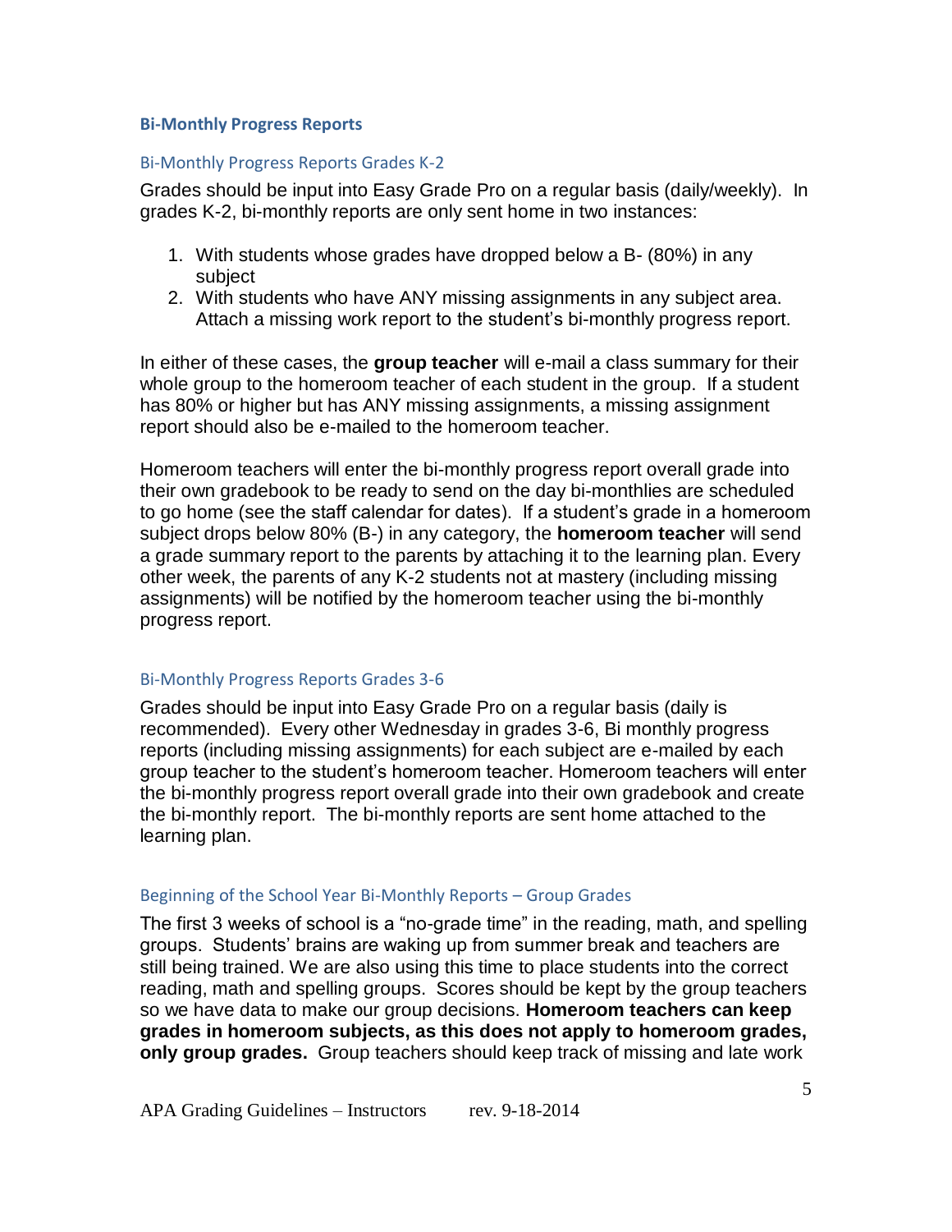## Bi-Monthly Progress Reports

### Bi-Monthly Progress Reports Grades K-2

Grades should be input into Easy Grade Pro on a regular basis (daily/weekly). In grades K-2, bi-monthly reports are only sent home in two instances:

1. With students whose grades have dropped below a B- (80%) in any subject
2. With students who have ANY missing assignments in any subject area. Attach a missing work report to the student's bi-monthly progress report.

In either of these cases, the **group teacher** will e-mail a class summary for their whole group to the homeroom teacher of each student in the group. If a student has 80% or higher but has ANY missing assignments, a missing assignment report should also be e-mailed to the homeroom teacher.

Homeroom teachers will enter the bi-monthly progress report overall grade into their own gradebook to be ready to send on the day bi-monthlies are scheduled to go home (see the staff calendar for dates). If a student's grade in a homeroom subject drops below 80% (B-) in any category, the **homeroom teacher** will send a grade summary report to the parents by attaching it to the learning plan. Every other week, the parents of any K-2 students not at mastery (including missing assignments) will be notified by the homeroom teacher using the bi-monthly progress report.

### Bi-Monthly Progress Reports Grades 3-6

Grades should be input into Easy Grade Pro on a regular basis (daily is recommended). Every other Wednesday in grades 3-6, Bi monthly progress reports (including missing assignments) for each subject are e-mailed by each group teacher to the student's homeroom teacher. Homeroom teachers will enter the bi-monthly progress report overall grade into their own gradebook and create the bi-monthly report. The bi-monthly reports are sent home attached to the learning plan.

### Beginning of the School Year Bi-Monthly Reports – Group Grades

The first 3 weeks of school is a "no-grade time" in the reading, math, and spelling groups. Students' brains are waking up from summer break and teachers are still being trained. We are also using this time to place students into the correct reading, math and spelling groups. Scores should be kept by the group teachers so we have data to make our group decisions. **Homeroom teachers can keep grades in homeroom subjects, as this does not apply to homeroom grades, only group grades.** Group teachers should keep track of missing and late work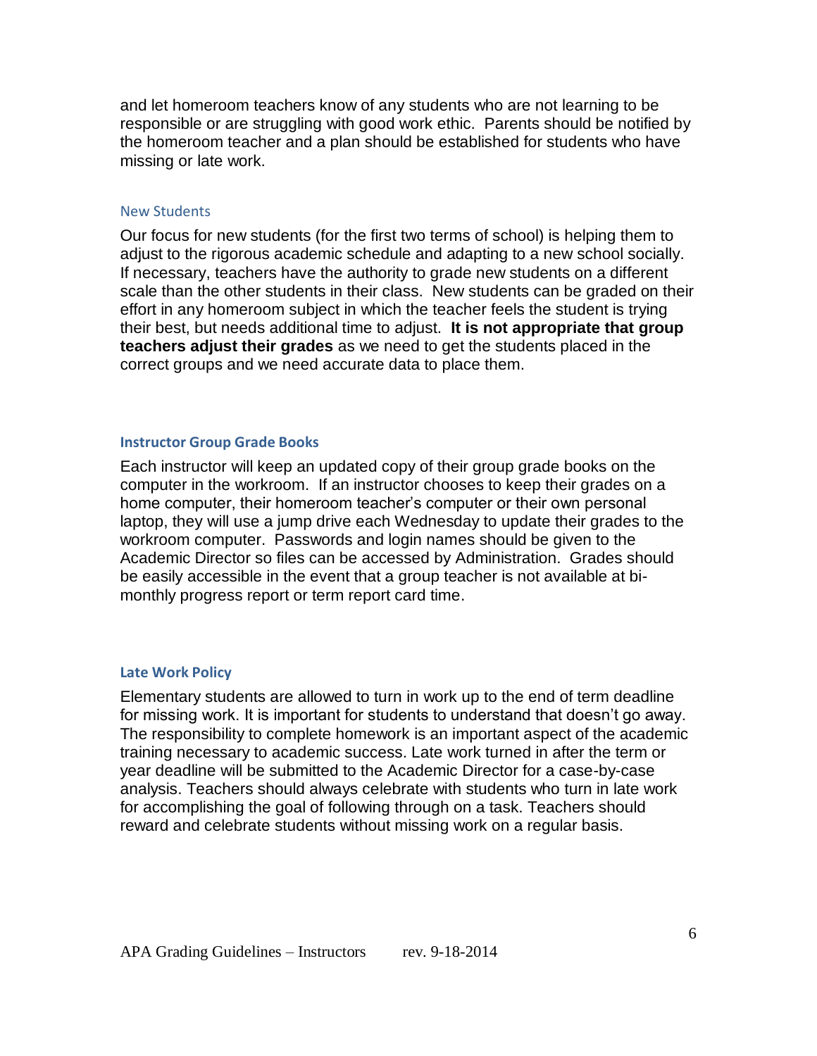and let homeroom teachers know of any students who are not learning to be responsible or are struggling with good work ethic. Parents should be notified by the homeroom teacher and a plan should be established for students who have missing or late work.

### New Students

Our focus for new students (for the first two terms of school) is helping them to adjust to the rigorous academic schedule and adapting to a new school socially. If necessary, teachers have the authority to grade new students on a different scale than the other students in their class. New students can be graded on their effort in any homeroom subject in which the teacher feels the student is trying their best, but needs additional time to adjust. **It is not appropriate that group teachers adjust their grades** as we need to get the students placed in the correct groups and we need accurate data to place them.

### Instructor Group Grade Books

Each instructor will keep an updated copy of their group grade books on the computer in the workroom. If an instructor chooses to keep their grades on a home computer, their homeroom teacher's computer or their own personal laptop, they will use a jump drive each Wednesday to update their grades to the workroom computer. Passwords and login names should be given to the Academic Director so files can be accessed by Administration. Grades should be easily accessible in the event that a group teacher is not available at bi-monthly progress report or term report card time.

### Late Work Policy

Elementary students are allowed to turn in work up to the end of term deadline for missing work. It is important for students to understand that doesn't go away. The responsibility to complete homework is an important aspect of the academic training necessary to academic success. Late work turned in after the term or year deadline will be submitted to the Academic Director for a case-by-case analysis. Teachers should always celebrate with students who turn in late work for accomplishing the goal of following through on a task. Teachers should reward and celebrate students without missing work on a regular basis.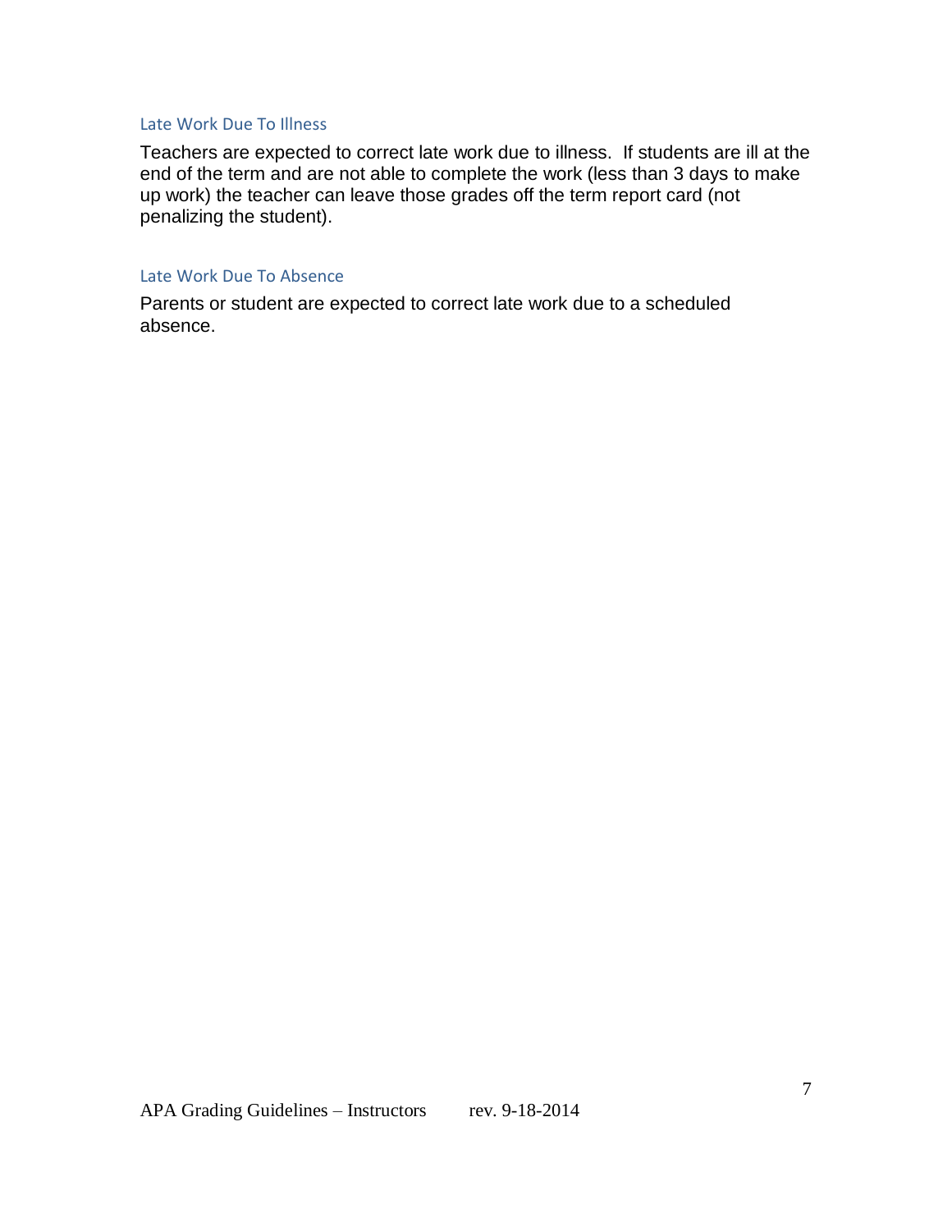### Late Work Due To Illness

Teachers are expected to correct late work due to illness.  If students are ill at the end of the term and are not able to complete the work (less than 3 days to make up work) the teacher can leave those grades off the term report card (not penalizing the student).

### Late Work Due To Absence

Parents or student are expected to correct late work due to a scheduled absence.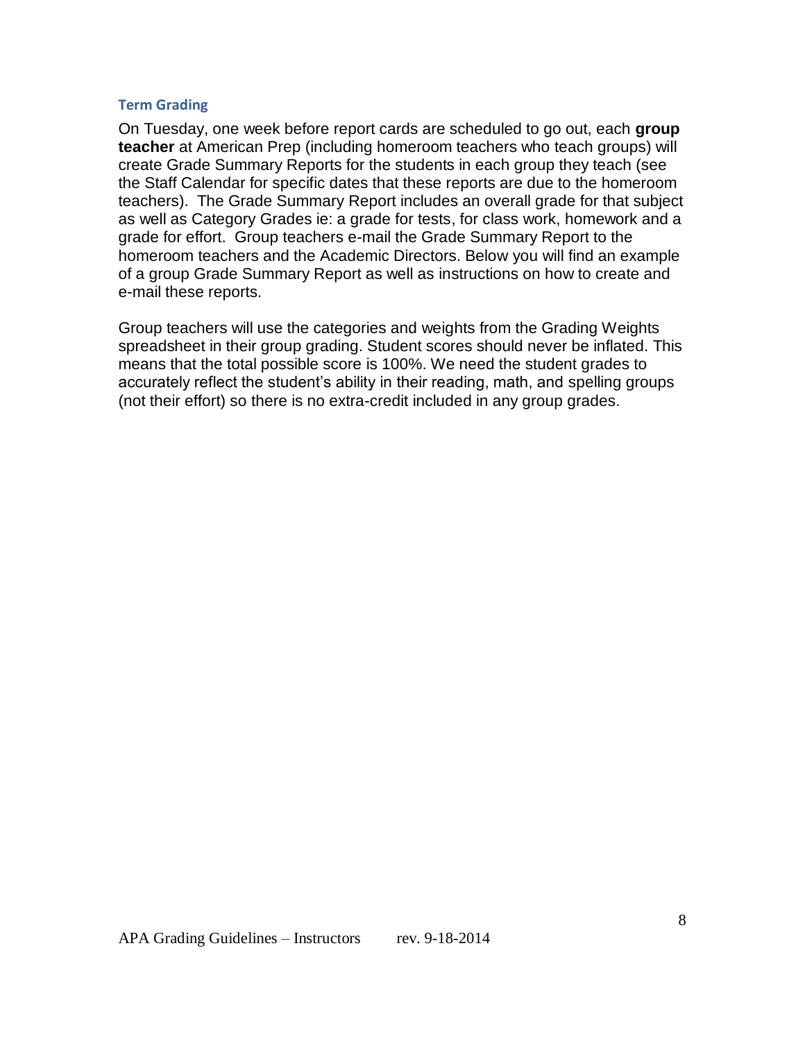### Term Grading

On Tuesday, one week before report cards are scheduled to go out, each **group teacher** at American Prep (including homeroom teachers who teach groups) will create Grade Summary Reports for the students in each group they teach (see the Staff Calendar for specific dates that these reports are due to the homeroom teachers). The Grade Summary Report includes an overall grade for that subject as well as Category Grades ie: a grade for tests, for class work, homework and a grade for effort. Group teachers e-mail the Grade Summary Report to the homeroom teachers and the Academic Directors. Below you will find an example of a group Grade Summary Report as well as instructions on how to create and e-mail these reports.

Group teachers will use the categories and weights from the Grading Weights spreadsheet in their group grading. Student scores should never be inflated. This means that the total possible score is 100%. We need the student grades to accurately reflect the student's ability in their reading, math, and spelling groups (not their effort) so there is no extra-credit included in any group grades.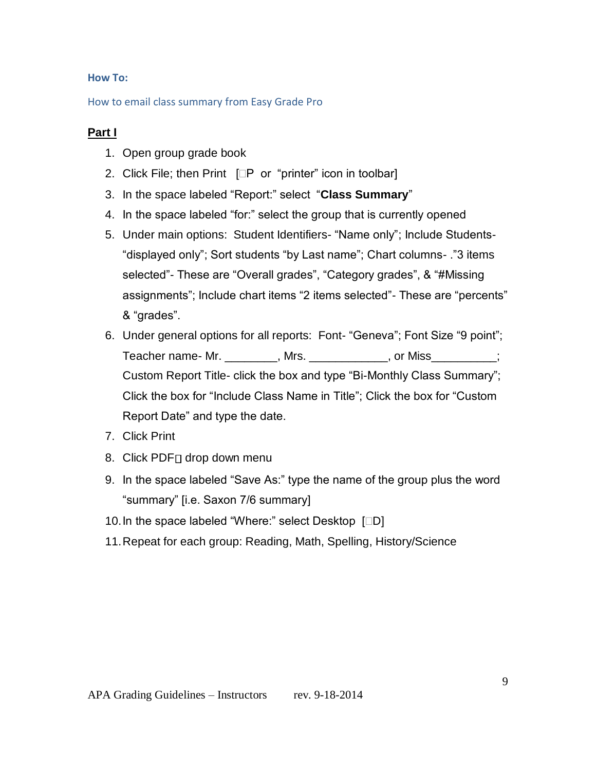**How To:**

How to email class summary from Easy Grade Pro

**Part I**

1. Open group grade book
2. Click File; then Print [⌘P or "printer" icon in toolbar]
3. In the space labeled "Report:" select "**Class Summary**"
4. In the space labeled "for:" select the group that is currently opened
5. Under main options: Student Identifiers- "Name only"; Include Students- "displayed only"; Sort students "by Last name"; Chart columns- ."3 items selected"- These are "Overall grades", "Category grades", & "#Missing assignments"; Include chart items "2 items selected"- These are "percents" & "grades".
6. Under general options for all reports: Font- "Geneva"; Font Size "9 point"; Teacher name- Mr. ________, Mrs. ____________, or Miss__________; Custom Report Title- click the box and type "Bi-Monthly Class Summary"; Click the box for "Include Class Name in Title"; Click the box for "Custom Report Date" and type the date.
7. Click Print
8. Click PDF drop down menu
9. In the space labeled "Save As:" type the name of the group plus the word "summary" [i.e. Saxon 7/6 summary]
10. In the space labeled "Where:" select Desktop [⌘D]
11. Repeat for each group: Reading, Math, Spelling, History/Science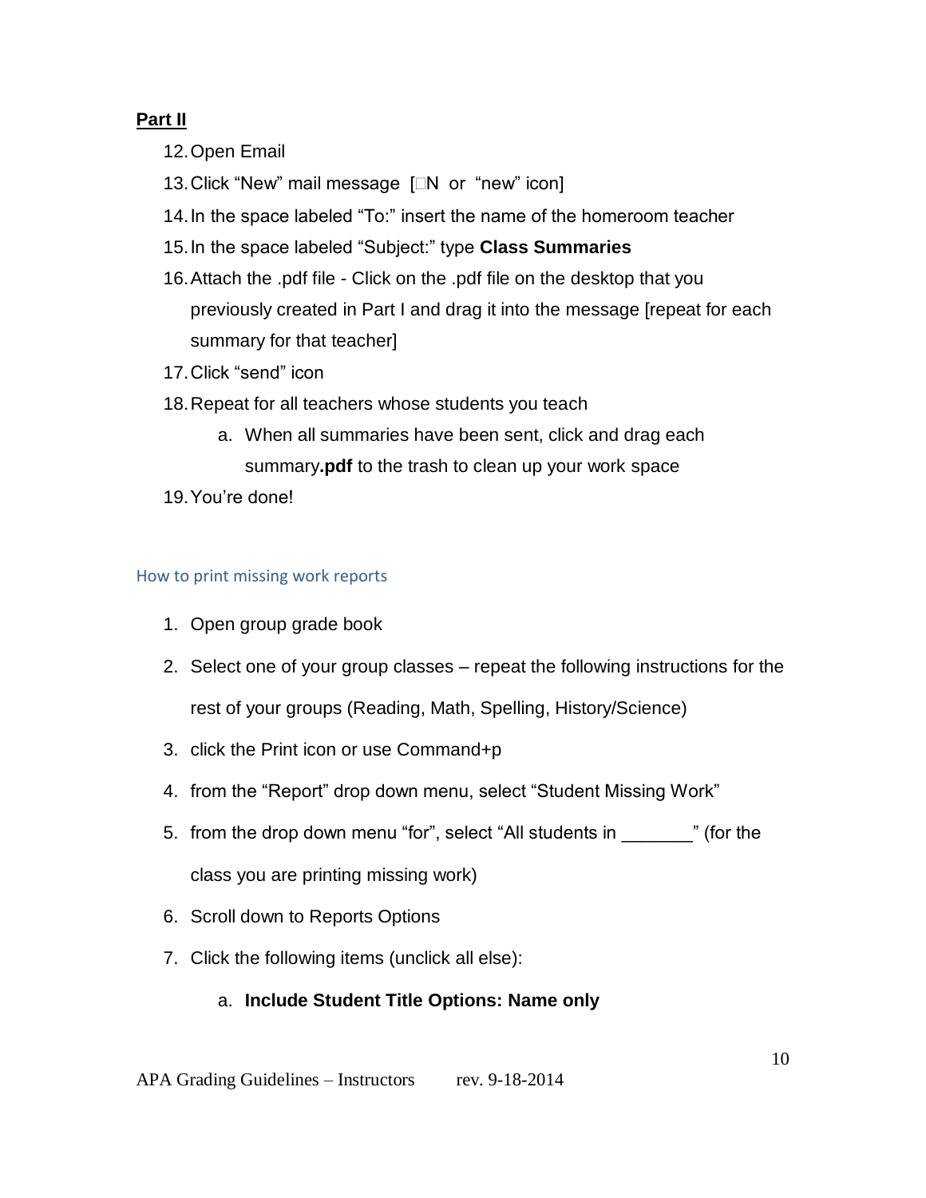**Part II**

12. Open Email
13. Click “New” mail message [N or “new” icon]
14. In the space labeled “To:” insert the name of the homeroom teacher
15. In the space labeled “Subject:” type **Class Summaries**
16. Attach the .pdf file - Click on the .pdf file on the desktop that you previously created in Part I and drag it into the message [repeat for each summary for that teacher]
17. Click “send” icon
18. Repeat for all teachers whose students you teach
    a. When all summaries have been sent, click and drag each summary**.pdf** to the trash to clean up your work space
19. You’re done!

### How to print missing work reports

1. Open group grade book
2. Select one of your group classes – repeat the following instructions for the rest of your groups (Reading, Math, Spelling, History/Science)
3. click the Print icon or use Command+p
4. from the “Report” drop down menu, select “Student Missing Work”
5. from the drop down menu “for”, select “All students in _______” (for the class you are printing missing work)
6. Scroll down to Reports Options
7. Click the following items (unclick all else):
    a. **Include Student Title Options: Name only**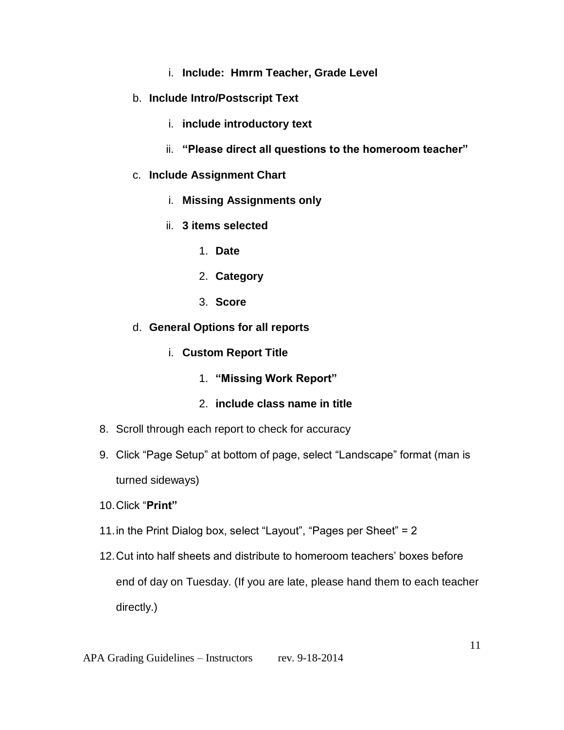i. **Include:  Hmrm Teacher, Grade Level**

   b. **Include Intro/Postscript Text**
      i. **include introductory text**
      ii. **"Please direct all questions to the homeroom teacher"**
   c. **Include Assignment Chart**
      i. **Missing Assignments only**
      ii. **3 items selected**
         1. **Date**
         2. **Category**
         3. **Score**
   d. **General Options for all reports**
      i. **Custom Report Title**
         1. **"Missing Work Report"**
         2. **include class name in title**

8. Scroll through each report to check for accuracy
9. Click "Page Setup" at bottom of page, select "Landscape" format (man is turned sideways)
10. Click "**Print"**
11. in the Print Dialog box, select "Layout", "Pages per Sheet" = 2
12. Cut into half sheets and distribute to homeroom teachers' boxes before end of day on Tuesday. (If you are late, please hand them to each teacher directly.)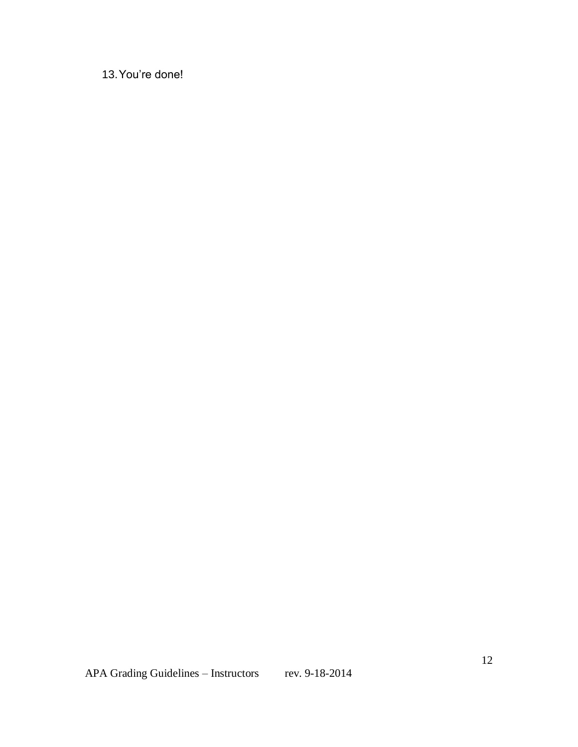13. You're done!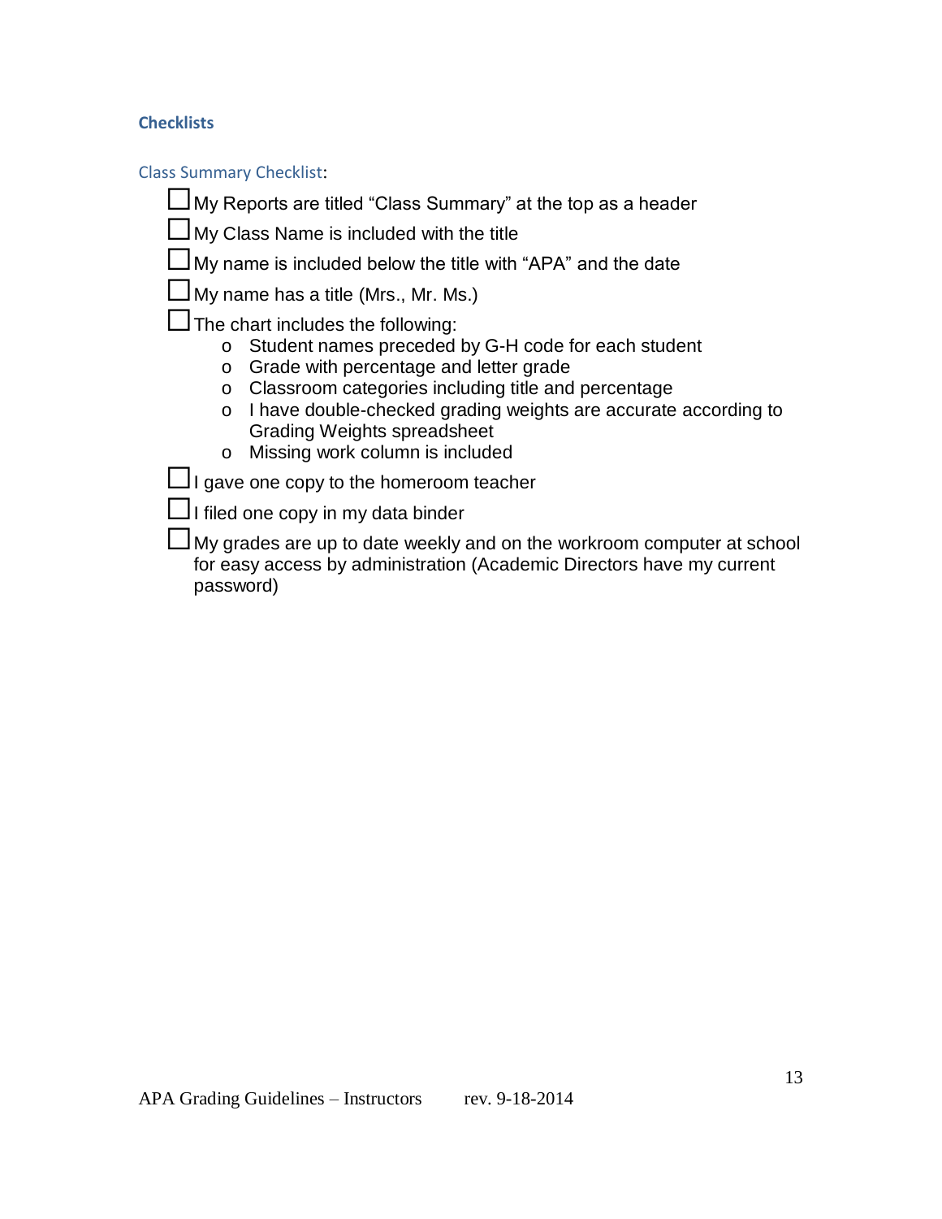## Checklists

### Class Summary Checklist:

- ☐ My Reports are titled “Class Summary” at the top as a header
- ☐ My Class Name is included with the title
- ☐ My name is included below the title with “APA” and the date
- ☐ My name has a title (Mrs., Mr. Ms.)
- ☐ The chart includes the following:
  - Student names preceded by G-H code for each student
  - Grade with percentage and letter grade
  - Classroom categories including title and percentage
  - I have double-checked grading weights are accurate according to Grading Weights spreadsheet
  - Missing work column is included
- ☐ I gave one copy to the homeroom teacher
- ☐ I filed one copy in my data binder
- ☐ My grades are up to date weekly and on the workroom computer at school for easy access by administration (Academic Directors have my current password)